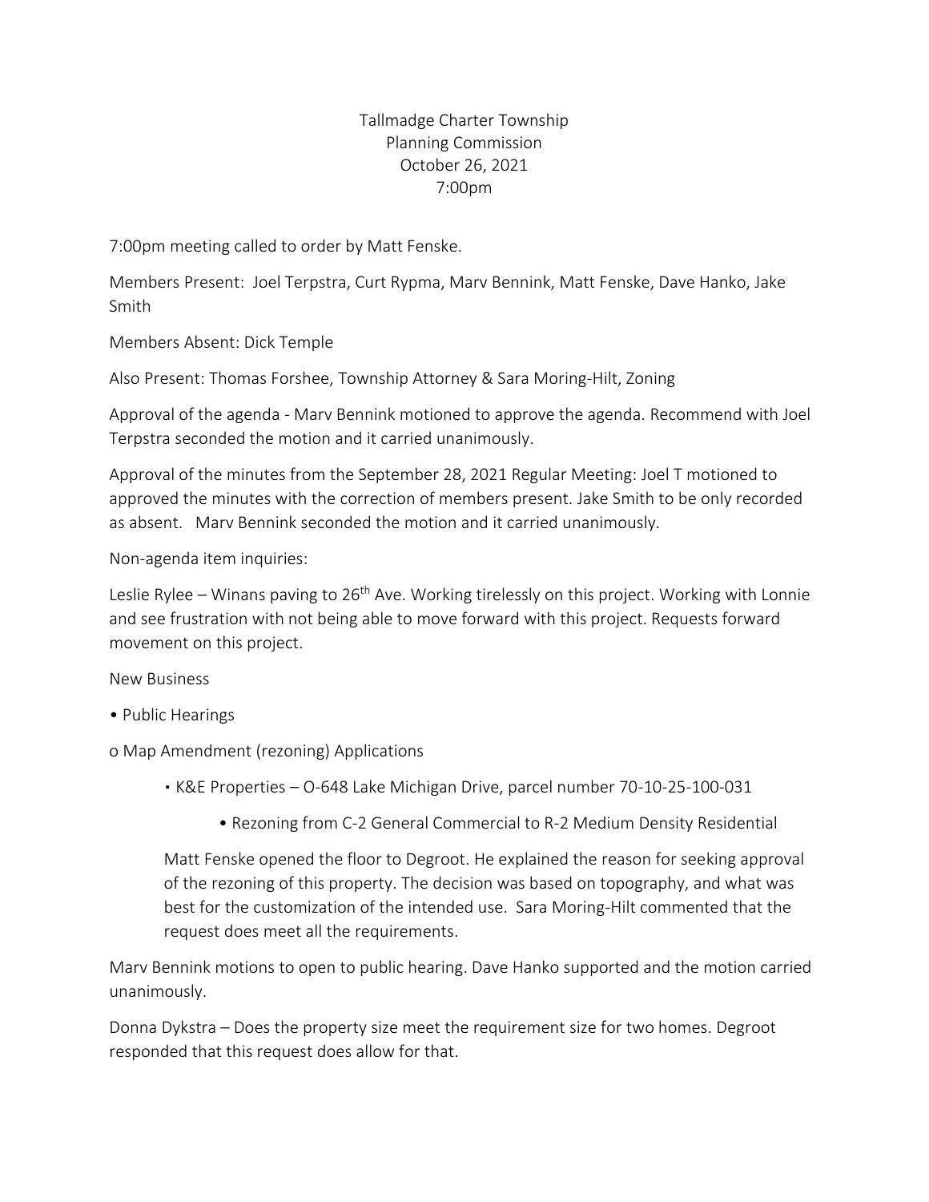# Tallmadge Charter Township
## Planning Commission
### October 26, 2021
### 7:00pm

7:00pm meeting called to order by Matt Fenske.

Members Present: Joel Terpstra, Curt Rypma, Marv Bennink, Matt Fenske, Dave Hanko, Jake Smith

Members Absent: Dick Temple

Also Present: Thomas Forshee, Township Attorney & Sara Moring-Hilt, Zoning

Approval of the agenda - Marv Bennink motioned to approve the agenda. Recommend with Joel Terpstra seconded the motion and it carried unanimously.

Approval of the minutes from the September 28, 2021 Regular Meeting: Joel T motioned to approved the minutes with the correction of members present. Jake Smith to be only recorded as absent. Marv Bennink seconded the motion and it carried unanimously.

Non-agenda item inquiries:

Leslie Rylee – Winans paving to 26th Ave. Working tirelessly on this project. Working with Lonnie and see frustration with not being able to move forward with this project. Requests forward movement on this project.

New Business

- Public Hearings
  - Map Amendment (rezoning) Applications
    - K&E Properties – O-648 Lake Michigan Drive, parcel number 70-10-25-100-031
      - Rezoning from C-2 General Commercial to R-2 Medium Density Residential

Matt Fenske opened the floor to Degroot. He explained the reason for seeking approval of the rezoning of this property. The decision was based on topography, and what was best for the customization of the intended use. Sara Moring-Hilt commented that the request does meet all the requirements.

Marv Bennink motions to open to public hearing. Dave Hanko supported and the motion carried unanimously.

Donna Dykstra – Does the property size meet the requirement size for two homes. Degroot responded that this request does allow for that.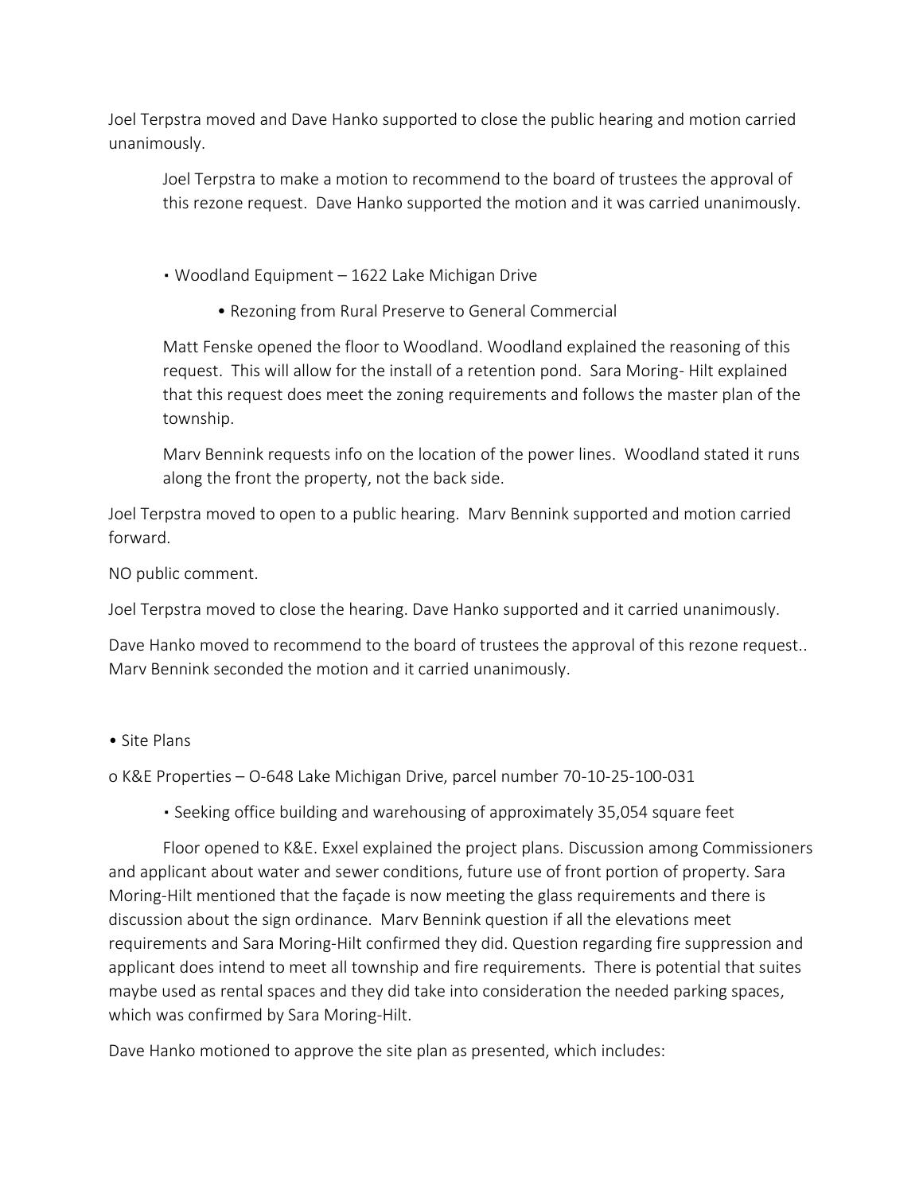Joel Terpstra moved and Dave Hanko supported to close the public hearing and motion carried unanimously.

Joel Terpstra to make a motion to recommend to the board of trustees the approval of this rezone request. Dave Hanko supported the motion and it was carried unanimously.

- Woodland Equipment – 1622 Lake Michigan Drive
  - Rezoning from Rural Preserve to General Commercial

Matt Fenske opened the floor to Woodland. Woodland explained the reasoning of this request. This will allow for the install of a retention pond. Sara Moring- Hilt explained that this request does meet the zoning requirements and follows the master plan of the township.

Marv Bennink requests info on the location of the power lines. Woodland stated it runs along the front the property, not the back side.

Joel Terpstra moved to open to a public hearing. Marv Bennink supported and motion carried forward.

NO public comment.

Joel Terpstra moved to close the hearing. Dave Hanko supported and it carried unanimously.

Dave Hanko moved to recommend to the board of trustees the approval of this rezone request.. Marv Bennink seconded the motion and it carried unanimously.

- Site Plans

o K&E Properties – O-648 Lake Michigan Drive, parcel number 70-10-25-100-031

- Seeking office building and warehousing of approximately 35,054 square feet

Floor opened to K&E. Exxel explained the project plans. Discussion among Commissioners and applicant about water and sewer conditions, future use of front portion of property. Sara Moring-Hilt mentioned that the façade is now meeting the glass requirements and there is discussion about the sign ordinance. Marv Bennink question if all the elevations meet requirements and Sara Moring-Hilt confirmed they did. Question regarding fire suppression and applicant does intend to meet all township and fire requirements. There is potential that suites maybe used as rental spaces and they did take into consideration the needed parking spaces, which was confirmed by Sara Moring-Hilt.

Dave Hanko motioned to approve the site plan as presented, which includes: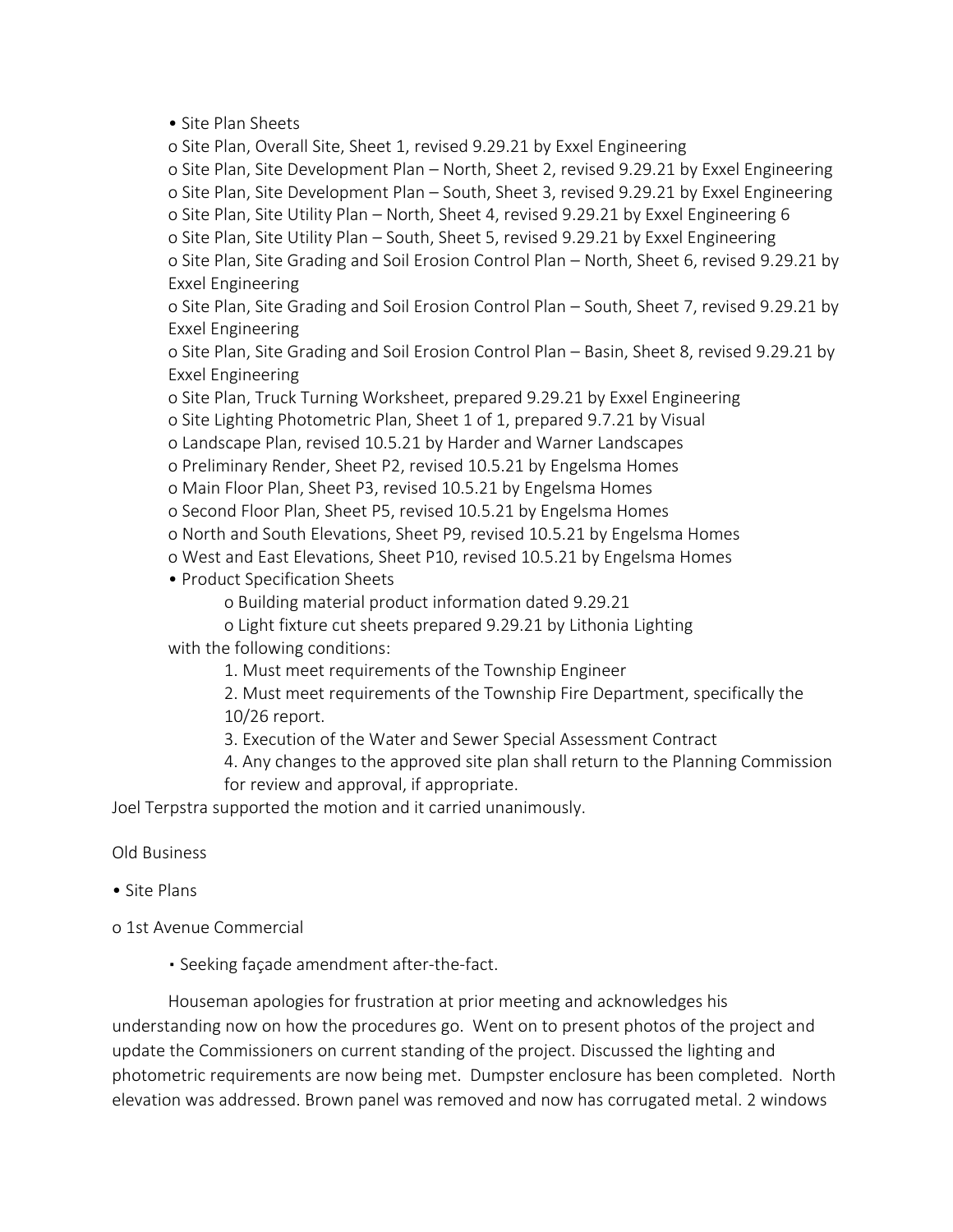- Site Plan Sheets
  - o Site Plan, Overall Site, Sheet 1, revised 9.29.21 by Exxel Engineering
  - o Site Plan, Site Development Plan – North, Sheet 2, revised 9.29.21 by Exxel Engineering
  - o Site Plan, Site Development Plan – South, Sheet 3, revised 9.29.21 by Exxel Engineering
  - o Site Plan, Site Utility Plan – North, Sheet 4, revised 9.29.21 by Exxel Engineering 6
  - o Site Plan, Site Utility Plan – South, Sheet 5, revised 9.29.21 by Exxel Engineering
  - o Site Plan, Site Grading and Soil Erosion Control Plan – North, Sheet 6, revised 9.29.21 by Exxel Engineering
  - o Site Plan, Site Grading and Soil Erosion Control Plan – South, Sheet 7, revised 9.29.21 by Exxel Engineering
  - o Site Plan, Site Grading and Soil Erosion Control Plan – Basin, Sheet 8, revised 9.29.21 by Exxel Engineering
  - o Site Plan, Truck Turning Worksheet, prepared 9.29.21 by Exxel Engineering
  - o Site Lighting Photometric Plan, Sheet 1 of 1, prepared 9.7.21 by Visual
  - o Landscape Plan, revised 10.5.21 by Harder and Warner Landscapes
  - o Preliminary Render, Sheet P2, revised 10.5.21 by Engelsma Homes
  - o Main Floor Plan, Sheet P3, revised 10.5.21 by Engelsma Homes
  - o Second Floor Plan, Sheet P5, revised 10.5.21 by Engelsma Homes
  - o North and South Elevations, Sheet P9, revised 10.5.21 by Engelsma Homes
  - o West and East Elevations, Sheet P10, revised 10.5.21 by Engelsma Homes
- Product Specification Sheets
  - o Building material product information dated 9.29.21
  - o Light fixture cut sheets prepared 9.29.21 by Lithonia Lighting

with the following conditions:

1. Must meet requirements of the Township Engineer
2. Must meet requirements of the Township Fire Department, specifically the 10/26 report.
3. Execution of the Water and Sewer Special Assessment Contract
4. Any changes to the approved site plan shall return to the Planning Commission for review and approval, if appropriate.

Joel Terpstra supported the motion and it carried unanimously.

Old Business

- Site Plans

o 1st Avenue Commercial

- Seeking façade amendment after-the-fact.

Houseman apologies for frustration at prior meeting and acknowledges his understanding now on how the procedures go. Went on to present photos of the project and update the Commissioners on current standing of the project. Discussed the lighting and photometric requirements are now being met. Dumpster enclosure has been completed. North elevation was addressed. Brown panel was removed and now has corrugated metal. 2 windows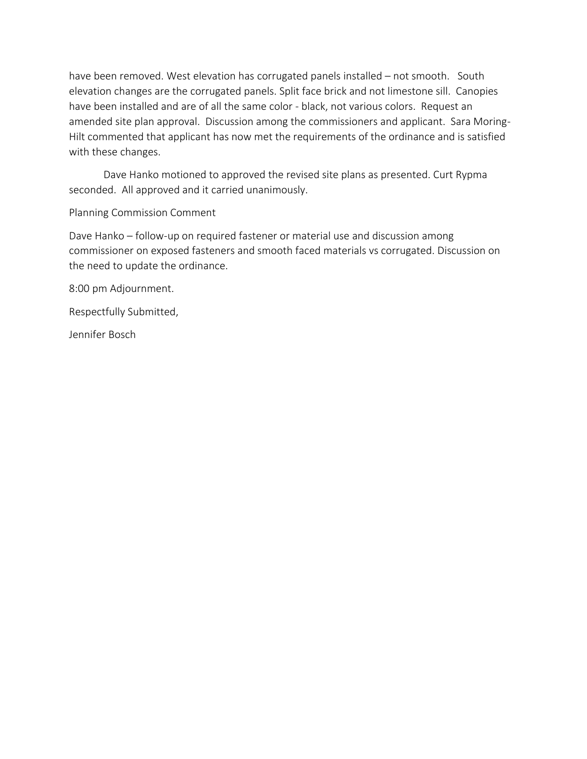have been removed. West elevation has corrugated panels installed – not smooth. South elevation changes are the corrugated panels. Split face brick and not limestone sill. Canopies have been installed and are of all the same color - black, not various colors. Request an amended site plan approval. Discussion among the commissioners and applicant. Sara Moring-Hilt commented that applicant has now met the requirements of the ordinance and is satisfied with these changes.

Dave Hanko motioned to approved the revised site plans as presented. Curt Rypma seconded. All approved and it carried unanimously.

Planning Commission Comment

Dave Hanko – follow-up on required fastener or material use and discussion among commissioner on exposed fasteners and smooth faced materials vs corrugated. Discussion on the need to update the ordinance.

8:00 pm Adjournment.

Respectfully Submitted,

Jennifer Bosch